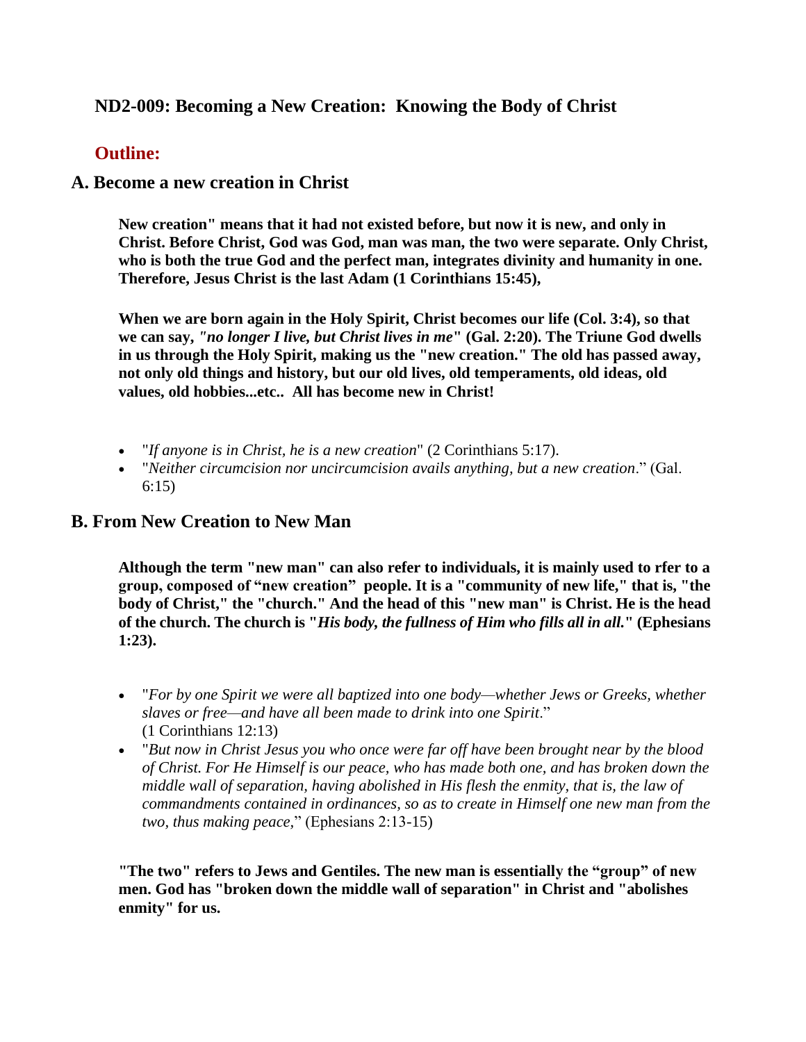## ND2-009: Becoming a New Creation: Knowing the Body of Christ

## Outline:

### A. Become a new creation in Christ

**New creation" means that it had not existed before, but now it is new, and only in Christ. Before Christ, God was God, man was man, the two were separate. Only Christ, who is both the true God and the perfect man, integrates divinity and humanity in one. Therefore, Jesus Christ is the last Adam (1 Corinthians 15:45),**

**When we are born again in the Holy Spirit, Christ becomes our life (Col. 3:4), so that we can say, *"no longer I live, but Christ lives in me"* (Gal. 2:20). The Triune God dwells in us through the Holy Spirit, making us the "new creation." The old has passed away, not only old things and history, but our old lives, old temperaments, old ideas, old values, old hobbies...etc.. All has become new in Christ!**

- "*If anyone is in Christ, he is a new creation*" (2 Corinthians 5:17).
- "*Neither circumcision nor uncircumcision avails anything, but a new creation*." (Gal. 6:15)

### B. From New Creation to New Man

**Although the term "new man" can also refer to individuals, it is mainly used to rfer to a group, composed of "new creation" people. It is a "community of new life," that is, "the body of Christ," the "church." And the head of this "new man" is Christ. He is the head of the church. The church is "*His body, the fullness of Him who fills all in all.*" (Ephesians 1:23).**

- "*For by one Spirit we were all baptized into one body—whether Jews or Greeks, whether slaves or free—and have all been made to drink into one Spirit*." (1 Corinthians 12:13)
- "*But now in Christ Jesus you who once were far off have been brought near by the blood of Christ. For He Himself is our peace, who has made both one, and has broken down the middle wall of separation, having abolished in His flesh the enmity, that is, the law of commandments contained in ordinances, so as to create in Himself one new man from the two, thus making peace,*" (Ephesians 2:13-15)

**"The two" refers to Jews and Gentiles. The new man is essentially the "group" of new men. God has "broken down the middle wall of separation" in Christ and "abolishes enmity" for us.**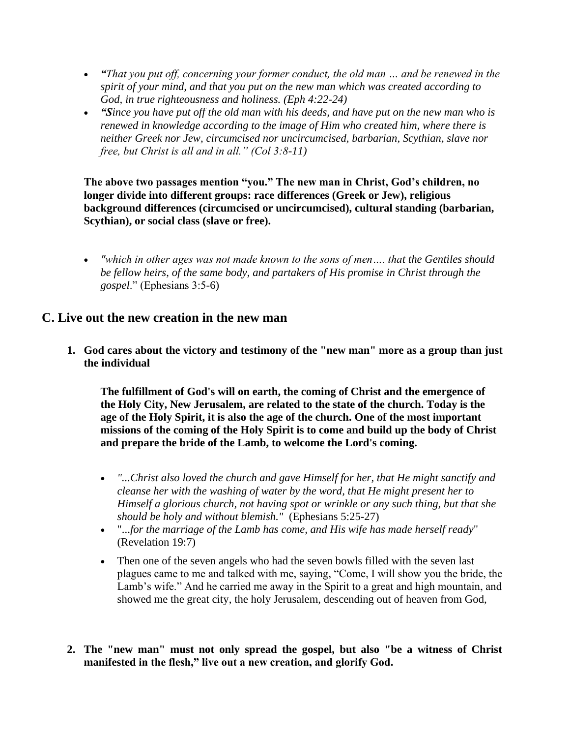- *"That you put off, concerning your former conduct, the old man … and be renewed in the spirit of your mind, and that you put on the new man which was created according to God, in true righteousness and holiness. (Eph 4:22-24)*
- *"Since you have put off the old man with his deeds, and have put on the new man who is renewed in knowledge according to the image of Him who created him, where there is neither Greek nor Jew, circumcised nor uncircumcised, barbarian, Scythian, slave nor free, but Christ is all and in all." (Col 3:8-11)*

**The above two passages mention "you." The new man in Christ, God's children, no longer divide into different groups: race differences (Greek or Jew), religious background differences (circumcised or uncircumcised), cultural standing (barbarian, Scythian), or social class (slave or free).**

- *"which in other ages was not made known to the sons of men…. that the Gentiles should be fellow heirs, of the same body, and partakers of His promise in Christ through the gospel*." (Ephesians 3:5-6)

## C. Live out the new creation in the new man

1. **God cares about the victory and testimony of the "new man" more as a group than just the individual**

   **The fulfillment of God's will on earth, the coming of Christ and the emergence of the Holy City, New Jerusalem, are related to the state of the church. Today is the age of the Holy Spirit, it is also the age of the church. One of the most important missions of the coming of the Holy Spirit is to come and build up the body of Christ and prepare the bride of the Lamb, to welcome the Lord's coming.**

   - *"...Christ also loved the church and gave Himself for her, that He might sanctify and cleanse her with the washing of water by the word, that He might present her to Himself a glorious church, not having spot or wrinkle or any such thing, but that she should be holy and without blemish."* (Ephesians 5:25-27)
   - "*...for the marriage of the Lamb has come, and His wife has made herself ready*" (Revelation 19:7)
   - Then one of the seven angels who had the seven bowls filled with the seven last plagues came to me and talked with me, saying, "Come, I will show you the bride, the Lamb's wife." And he carried me away in the Spirit to a great and high mountain, and showed me the great city, the holy Jerusalem, descending out of heaven from God,

2. **The "new man" must not only spread the gospel, but also "be a witness of Christ manifested in the flesh," live out a new creation, and glorify God.**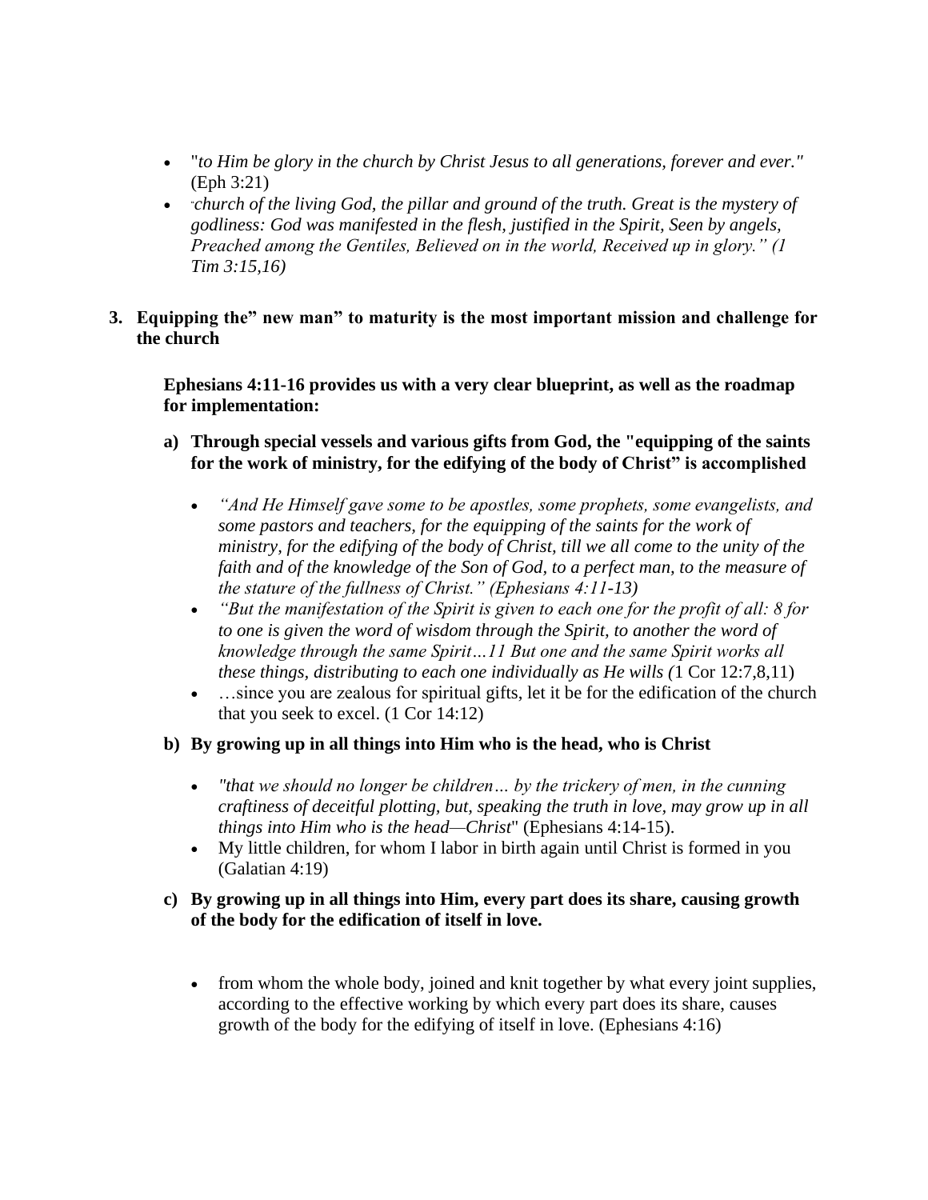- "*to Him be glory in the church by Christ Jesus to all generations, forever and ever."* (Eph 3:21)
- "*church of the living God, the pillar and ground of the truth. Great is the mystery of godliness: God was manifested in the flesh, justified in the Spirit, Seen by angels, Preached among the Gentiles, Believed on in the world, Received up in glory." (1 Tim 3:15,16)*

**3. Equipping the" new man" to maturity is the most important mission and challenge for the church**

**Ephesians 4:11-16 provides us with a very clear blueprint, as well as the roadmap for implementation:**

**a) Through special vessels and various gifts from God, the "equipping of the saints for the work of ministry, for the edifying of the body of Christ" is accomplished**

- *"And He Himself gave some to be apostles, some prophets, some evangelists, and some pastors and teachers, for the equipping of the saints for the work of ministry, for the edifying of the body of Christ, till we all come to the unity of the faith and of the knowledge of the Son of God, to a perfect man, to the measure of the stature of the fullness of Christ." (Ephesians 4:11-13)*
- *"But the manifestation of the Spirit is given to each one for the profit of all: 8 for to one is given the word of wisdom through the Spirit, to another the word of knowledge through the same Spirit…11 But one and the same Spirit works all these things, distributing to each one individually as He wills (*1 Cor 12:7,8,11)
- …since you are zealous for spiritual gifts, let it be for the edification of the church that you seek to excel. (1 Cor 14:12)

**b) By growing up in all things into Him who is the head, who is Christ**

- *"that we should no longer be children… by the trickery of men, in the cunning craftiness of deceitful plotting, but, speaking the truth in love, may grow up in all things into Him who is the head—Christ*" (Ephesians 4:14-15).
- My little children, for whom I labor in birth again until Christ is formed in you (Galatian 4:19)

**c) By growing up in all things into Him, every part does its share, causing growth of the body for the edification of itself in love.**

- from whom the whole body, joined and knit together by what every joint supplies, according to the effective working by which every part does its share, causes growth of the body for the edifying of itself in love. (Ephesians 4:16)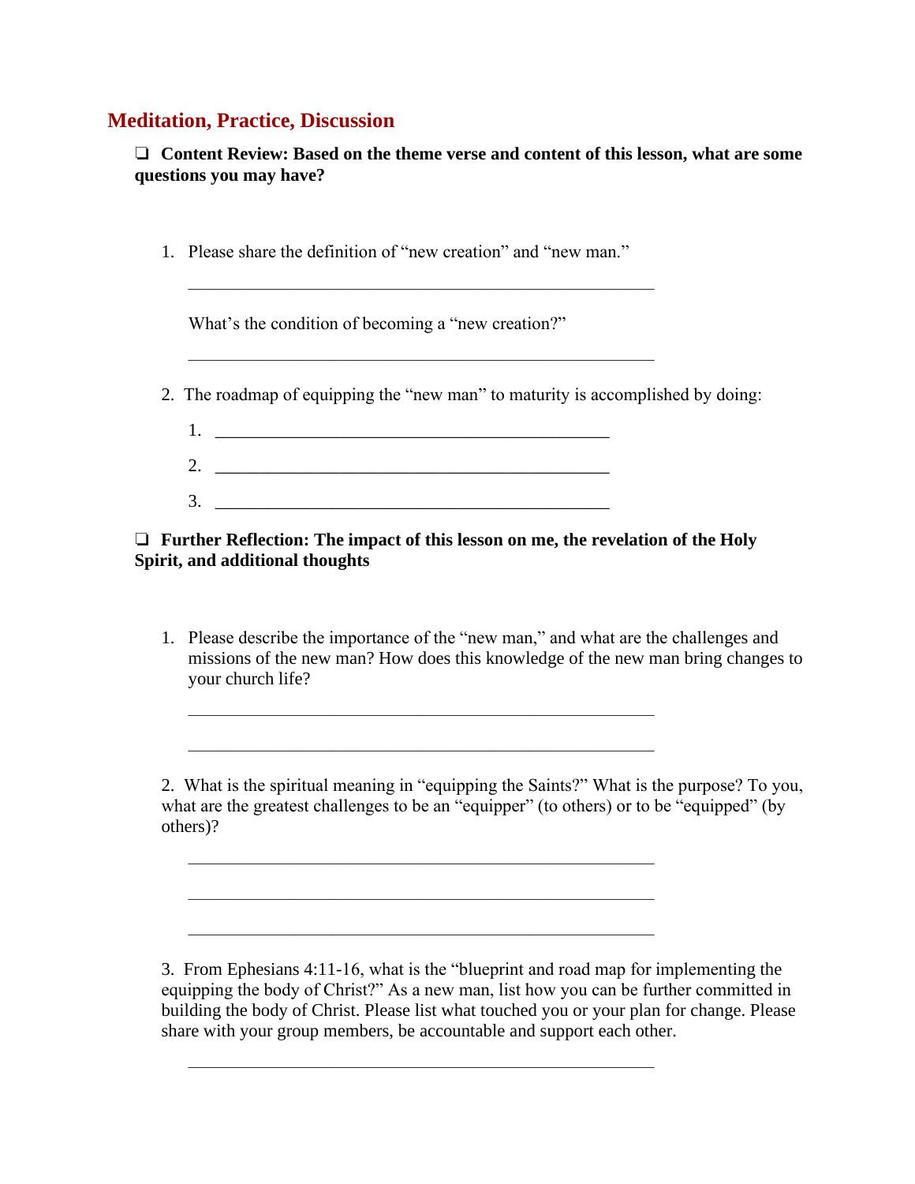## Meditation, Practice, Discussion

❑ **Content Review: Based on the theme verse and content of this lesson, what are some questions you may have?**

1. Please share the definition of "new creation" and "new man."

   \_\_\_\_\_\_\_\_\_\_\_\_\_\_\_\_\_\_\_\_\_\_\_\_\_\_\_\_\_\_\_\_\_\_\_\_\_\_\_\_\_\_\_\_\_\_\_\_\_\_\_\_

   What's the condition of becoming a "new creation?"

   \_\_\_\_\_\_\_\_\_\_\_\_\_\_\_\_\_\_\_\_\_\_\_\_\_\_\_\_\_\_\_\_\_\_\_\_\_\_\_\_\_\_\_\_\_\_\_\_\_\_\_\_

2. The roadmap of equipping the "new man" to maturity is accomplished by doing:

   1. \_\_\_\_\_\_\_\_\_\_\_\_\_\_\_\_\_\_\_\_\_\_\_\_\_\_\_\_\_\_\_\_\_\_\_\_\_\_\_\_\_\_\_\_
   2. \_\_\_\_\_\_\_\_\_\_\_\_\_\_\_\_\_\_\_\_\_\_\_\_\_\_\_\_\_\_\_\_\_\_\_\_\_\_\_\_\_\_\_\_
   3. \_\_\_\_\_\_\_\_\_\_\_\_\_\_\_\_\_\_\_\_\_\_\_\_\_\_\_\_\_\_\_\_\_\_\_\_\_\_\_\_\_\_\_\_

❑ **Further Reflection: The impact of this lesson on me, the revelation of the Holy Spirit, and additional thoughts**

1. Please describe the importance of the "new man," and what are the challenges and missions of the new man? How does this knowledge of the new man bring changes to your church life?

   \_\_\_\_\_\_\_\_\_\_\_\_\_\_\_\_\_\_\_\_\_\_\_\_\_\_\_\_\_\_\_\_\_\_\_\_\_\_\_\_\_\_\_\_\_\_\_\_\_\_\_\_

   \_\_\_\_\_\_\_\_\_\_\_\_\_\_\_\_\_\_\_\_\_\_\_\_\_\_\_\_\_\_\_\_\_\_\_\_\_\_\_\_\_\_\_\_\_\_\_\_\_\_\_\_

2. What is the spiritual meaning in "equipping the Saints?" What is the purpose? To you, what are the greatest challenges to be an "equipper" (to others) or to be "equipped" (by others)?

   \_\_\_\_\_\_\_\_\_\_\_\_\_\_\_\_\_\_\_\_\_\_\_\_\_\_\_\_\_\_\_\_\_\_\_\_\_\_\_\_\_\_\_\_\_\_\_\_\_\_\_\_

   \_\_\_\_\_\_\_\_\_\_\_\_\_\_\_\_\_\_\_\_\_\_\_\_\_\_\_\_\_\_\_\_\_\_\_\_\_\_\_\_\_\_\_\_\_\_\_\_\_\_\_\_

   \_\_\_\_\_\_\_\_\_\_\_\_\_\_\_\_\_\_\_\_\_\_\_\_\_\_\_\_\_\_\_\_\_\_\_\_\_\_\_\_\_\_\_\_\_\_\_\_\_\_\_\_

3. From Ephesians 4:11-16, what is the "blueprint and road map for implementing the equipping the body of Christ?" As a new man, list how you can be further committed in building the body of Christ. Please list what touched you or your plan for change. Please share with your group members, be accountable and support each other.

   \_\_\_\_\_\_\_\_\_\_\_\_\_\_\_\_\_\_\_\_\_\_\_\_\_\_\_\_\_\_\_\_\_\_\_\_\_\_\_\_\_\_\_\_\_\_\_\_\_\_\_\_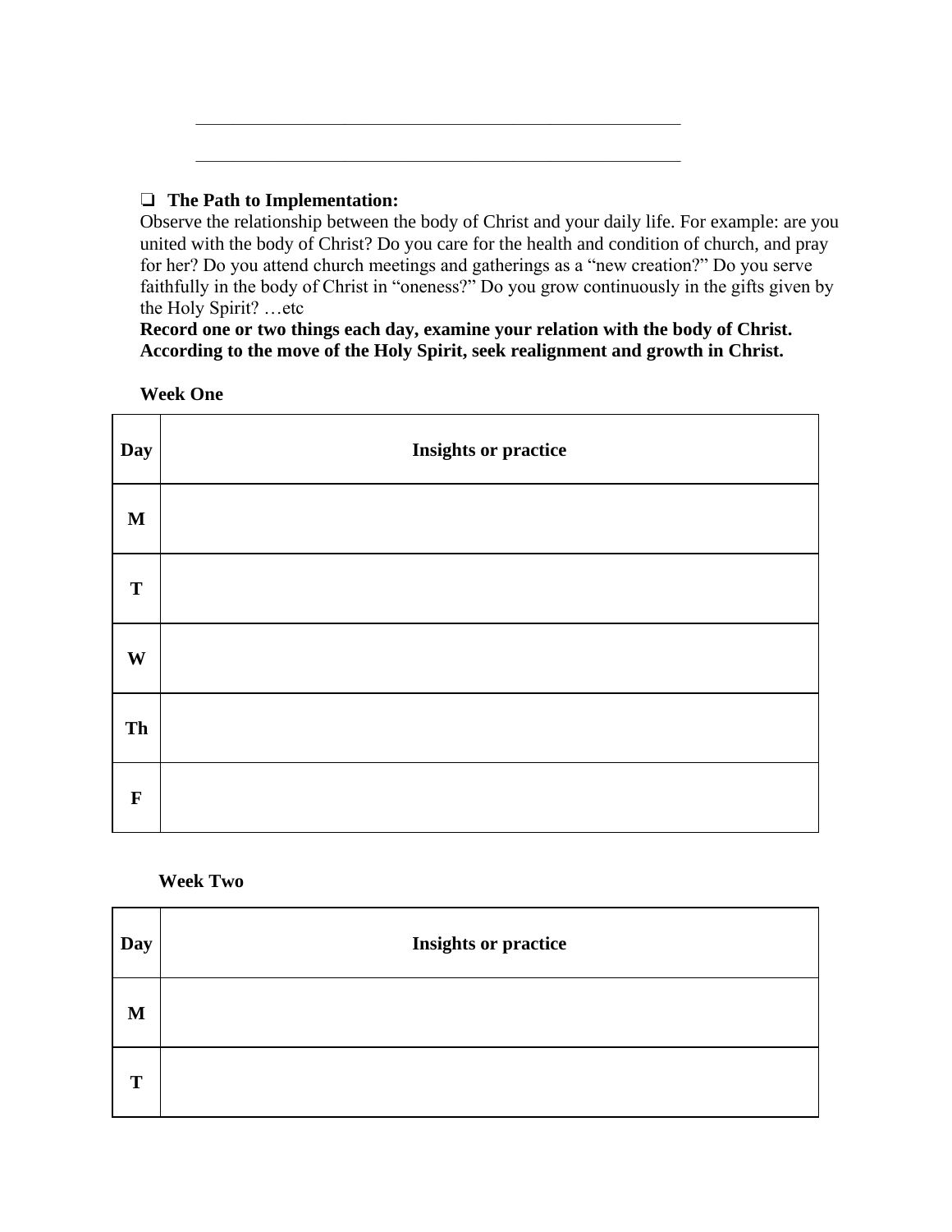\_\_\_\_\_\_\_\_\_\_\_\_\_\_\_\_\_\_\_\_\_\_\_\_\_\_\_\_\_\_\_\_\_\_\_\_\_\_\_\_\_\_\_\_\_\_\_\_\_\_\_

\_\_\_\_\_\_\_\_\_\_\_\_\_\_\_\_\_\_\_\_\_\_\_\_\_\_\_\_\_\_\_\_\_\_\_\_\_\_\_\_\_\_\_\_\_\_\_\_\_\_\_

❑ **The Path to Implementation:**

Observe the relationship between the body of Christ and your daily life. For example: are you united with the body of Christ? Do you care for the health and condition of church, and pray for her? Do you attend church meetings and gatherings as a "new creation?" Do you serve faithfully in the body of Christ in "oneness?" Do you grow continuously in the gifts given by the Holy Spirit? …etc

**Record one or two things each day, examine your relation with the body of Christ. According to the move of the Holy Spirit, seek realignment and growth in Christ.**

**Week One**

| Day | Insights or practice |
|---|---|
| **M** | |
| **T** | |
| **W** | |
| **Th** | |
| **F** | |

**Week Two**

| Day | Insights or practice |
|---|---|
| **M** | |
| **T** | |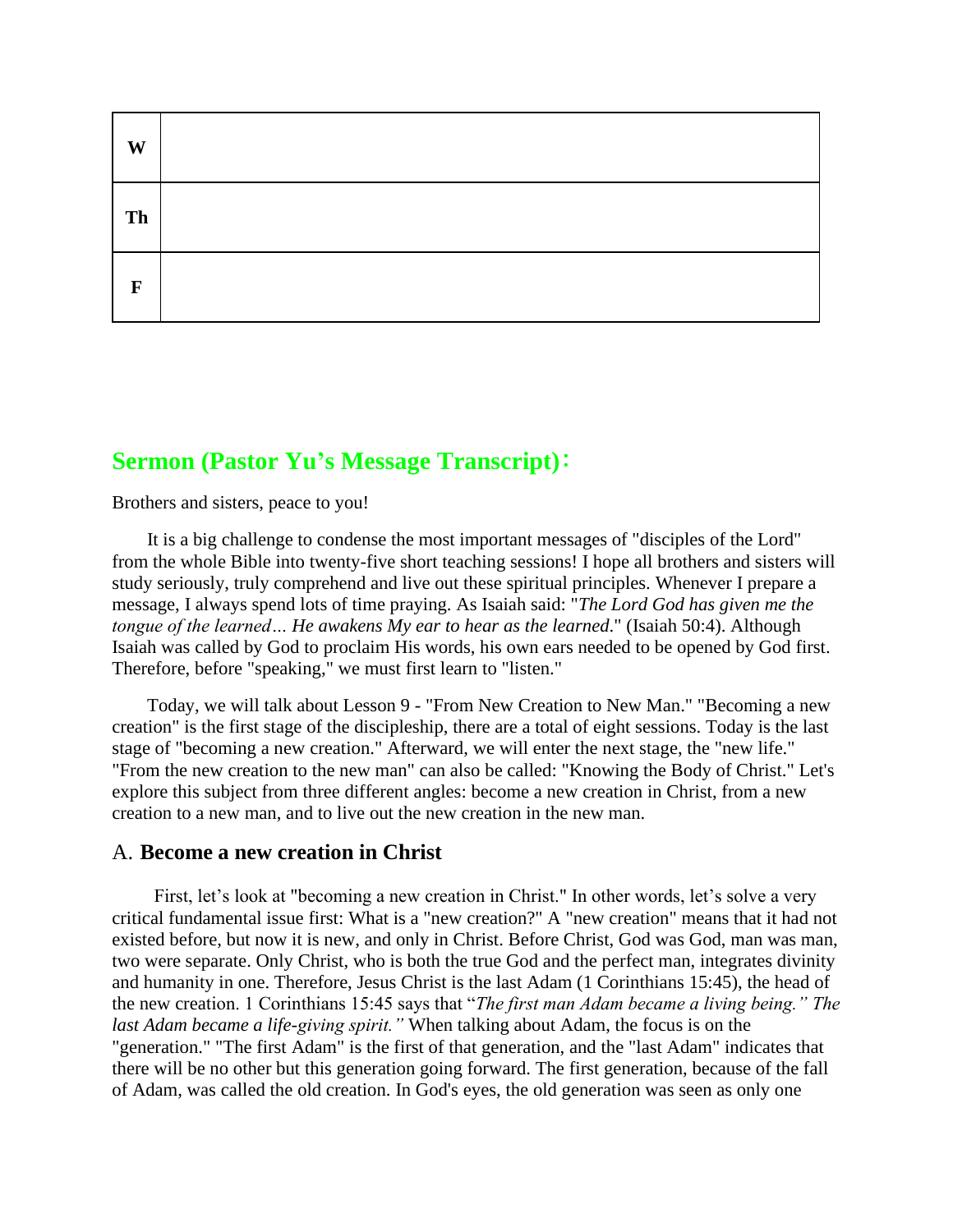| W | |
|---|---|
| Th | |
| F | |

## Sermon (Pastor Yu's Message Transcript)：

Brothers and sisters, peace to you!

It is a big challenge to condense the most important messages of "disciples of the Lord" from the whole Bible into twenty-five short teaching sessions! I hope all brothers and sisters will study seriously, truly comprehend and live out these spiritual principles. Whenever I prepare a message, I always spend lots of time praying. As Isaiah said: "*The Lord God has given me the tongue of the learned… He awakens My ear to hear as the learned*." (Isaiah 50:4). Although Isaiah was called by God to proclaim His words, his own ears needed to be opened by God first. Therefore, before "speaking," we must first learn to "listen."

Today, we will talk about Lesson 9 - "From New Creation to New Man." "Becoming a new creation" is the first stage of the discipleship, there are a total of eight sessions. Today is the last stage of "becoming a new creation." Afterward, we will enter the next stage, the "new life." "From the new creation to the new man" can also be called: "Knowing the Body of Christ." Let's explore this subject from three different angles: become a new creation in Christ, from a new creation to a new man, and to live out the new creation in the new man.

### A. **Become a new creation in Christ**

First, let's look at "becoming a new creation in Christ." In other words, let's solve a very critical fundamental issue first: What is a "new creation?" A "new creation" means that it had not existed before, but now it is new, and only in Christ. Before Christ, God was God, man was man, two were separate. Only Christ, who is both the true God and the perfect man, integrates divinity and humanity in one. Therefore, Jesus Christ is the last Adam (1 Corinthians 15:45), the head of the new creation. 1 Corinthians 15:45 says that "*The first man Adam became a living being." The last Adam became a life-giving spirit."* When talking about Adam, the focus is on the "generation." "The first Adam" is the first of that generation, and the "last Adam" indicates that there will be no other but this generation going forward. The first generation, because of the fall of Adam, was called the old creation. In God's eyes, the old generation was seen as only one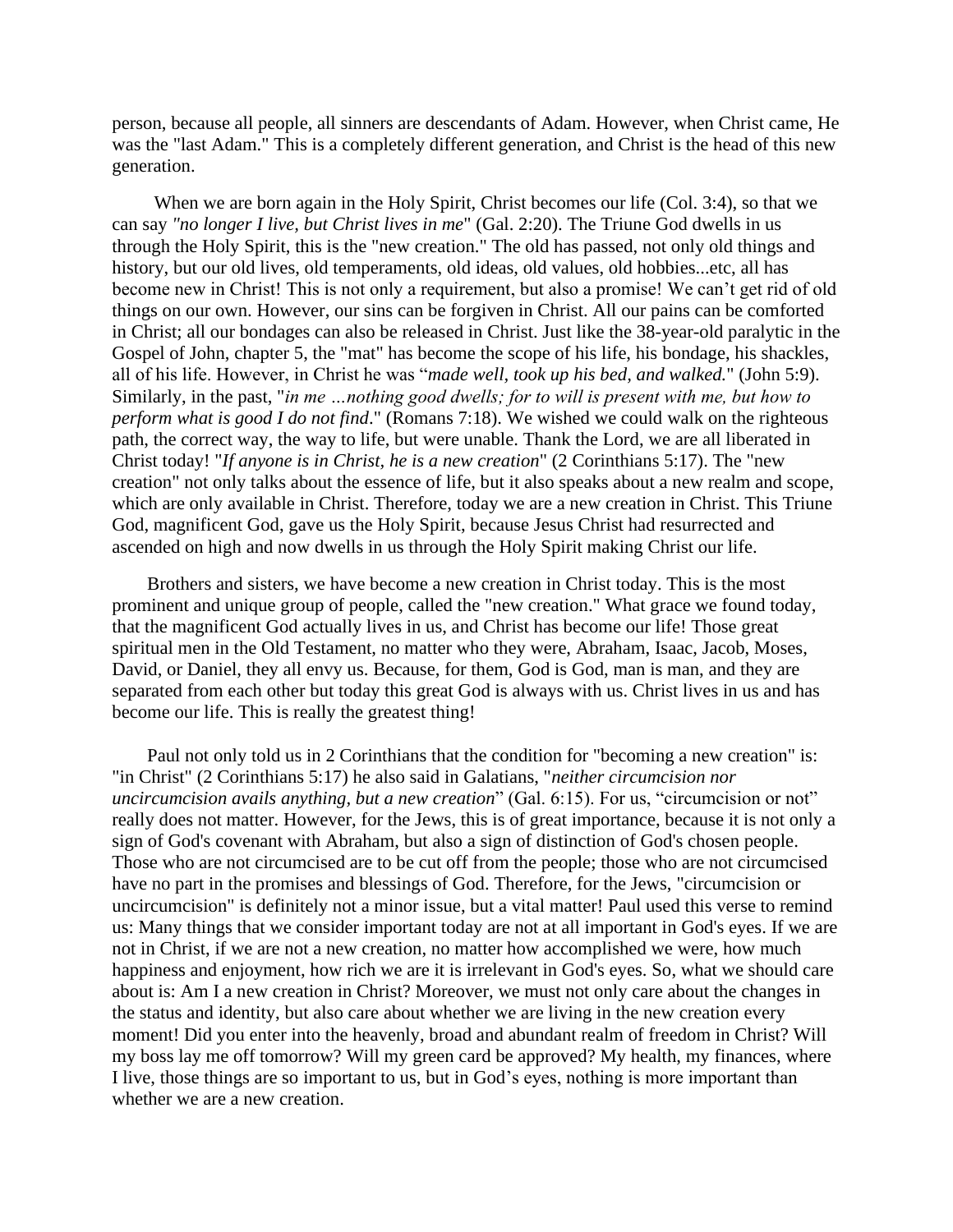person, because all people, all sinners are descendants of Adam. However, when Christ came, He was the "last Adam." This is a completely different generation, and Christ is the head of this new generation.

When we are born again in the Holy Spirit, Christ becomes our life (Col. 3:4), so that we can say *"no longer I live, but Christ lives in me*" (Gal. 2:20). The Triune God dwells in us through the Holy Spirit, this is the "new creation." The old has passed, not only old things and history, but our old lives, old temperaments, old ideas, old values, old hobbies...etc, all has become new in Christ! This is not only a requirement, but also a promise! We can't get rid of old things on our own. However, our sins can be forgiven in Christ. All our pains can be comforted in Christ; all our bondages can also be released in Christ. Just like the 38-year-old paralytic in the Gospel of John, chapter 5, the "mat" has become the scope of his life, his bondage, his shackles, all of his life. However, in Christ he was "*made well, took up his bed, and walked.*" (John 5:9). Similarly, in the past, "*in me …nothing good dwells; for to will is present with me, but how to perform what is good I do not find*." (Romans 7:18). We wished we could walk on the righteous path, the correct way, the way to life, but were unable. Thank the Lord, we are all liberated in Christ today! "*If anyone is in Christ, he is a new creation*" (2 Corinthians 5:17). The "new creation" not only talks about the essence of life, but it also speaks about a new realm and scope, which are only available in Christ. Therefore, today we are a new creation in Christ. This Triune God, magnificent God, gave us the Holy Spirit, because Jesus Christ had resurrected and ascended on high and now dwells in us through the Holy Spirit making Christ our life.

Brothers and sisters, we have become a new creation in Christ today. This is the most prominent and unique group of people, called the "new creation." What grace we found today, that the magnificent God actually lives in us, and Christ has become our life! Those great spiritual men in the Old Testament, no matter who they were, Abraham, Isaac, Jacob, Moses, David, or Daniel, they all envy us. Because, for them, God is God, man is man, and they are separated from each other but today this great God is always with us. Christ lives in us and has become our life. This is really the greatest thing!

Paul not only told us in 2 Corinthians that the condition for "becoming a new creation" is: "in Christ" (2 Corinthians 5:17) he also said in Galatians, "*neither circumcision nor uncircumcision avails anything, but a new creation*" (Gal. 6:15). For us, "circumcision or not" really does not matter. However, for the Jews, this is of great importance, because it is not only a sign of God's covenant with Abraham, but also a sign of distinction of God's chosen people. Those who are not circumcised are to be cut off from the people; those who are not circumcised have no part in the promises and blessings of God. Therefore, for the Jews, "circumcision or uncircumcision" is definitely not a minor issue, but a vital matter! Paul used this verse to remind us: Many things that we consider important today are not at all important in God's eyes. If we are not in Christ, if we are not a new creation, no matter how accomplished we were, how much happiness and enjoyment, how rich we are it is irrelevant in God's eyes. So, what we should care about is: Am I a new creation in Christ? Moreover, we must not only care about the changes in the status and identity, but also care about whether we are living in the new creation every moment! Did you enter into the heavenly, broad and abundant realm of freedom in Christ? Will my boss lay me off tomorrow? Will my green card be approved? My health, my finances, where I live, those things are so important to us, but in God's eyes, nothing is more important than whether we are a new creation.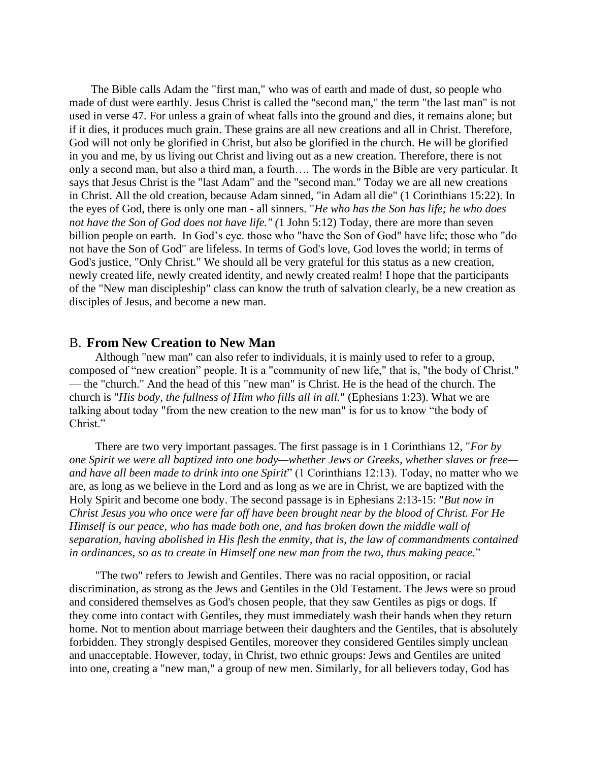The Bible calls Adam the "first man," who was of earth and made of dust, so people who made of dust were earthly. Jesus Christ is called the "second man," the term "the last man" is not used in verse 47. For unless a grain of wheat falls into the ground and dies, it remains alone; but if it dies, it produces much grain. These grains are all new creations and all in Christ. Therefore, God will not only be glorified in Christ, but also be glorified in the church. He will be glorified in you and me, by us living out Christ and living out as a new creation. Therefore, there is not only a second man, but also a third man, a fourth…. The words in the Bible are very particular. It says that Jesus Christ is the "last Adam" and the "second man." Today we are all new creations in Christ. All the old creation, because Adam sinned, "in Adam all die" (1 Corinthians 15:22). In the eyes of God, there is only one man - all sinners. "*He who has the Son has life; he who does not have the Son of God does not have life." (*1 John 5:12) Today, there are more than seven billion people on earth. In God's eye. those who "have the Son of God" have life; those who "do not have the Son of God" are lifeless. In terms of God's love, God loves the world; in terms of God's justice, "Only Christ." We should all be very grateful for this status as a new creation, newly created life, newly created identity, and newly created realm! I hope that the participants of the "New man discipleship" class can know the truth of salvation clearly, be a new creation as disciples of Jesus, and become a new man.

## B. From New Creation to New Man

Although "new man" can also refer to individuals, it is mainly used to refer to a group, composed of "new creation" people. It is a "community of new life," that is, "the body of Christ." — the "church." And the head of this "new man" is Christ. He is the head of the church. The church is "*His body, the fullness of Him who fills all in all.*" (Ephesians 1:23). What we are talking about today "from the new creation to the new man" is for us to know "the body of Christ."

There are two very important passages. The first passage is in 1 Corinthians 12, "*For by one Spirit we were all baptized into one body—whether Jews or Greeks, whether slaves or free—and have all been made to drink into one Spirit*" (1 Corinthians 12:13). Today, no matter who we are, as long as we believe in the Lord and as long as we are in Christ, we are baptized with the Holy Spirit and become one body. The second passage is in Ephesians 2:13-15: "*But now in Christ Jesus you who once were far off have been brought near by the blood of Christ. For He Himself is our peace, who has made both one, and has broken down the middle wall of separation, having abolished in His flesh the enmity, that is, the law of commandments contained in ordinances, so as to create in Himself one new man from the two, thus making peace.*"

"The two" refers to Jewish and Gentiles. There was no racial opposition, or racial discrimination, as strong as the Jews and Gentiles in the Old Testament. The Jews were so proud and considered themselves as God's chosen people, that they saw Gentiles as pigs or dogs. If they come into contact with Gentiles, they must immediately wash their hands when they return home. Not to mention about marriage between their daughters and the Gentiles, that is absolutely forbidden. They strongly despised Gentiles, moreover they considered Gentiles simply unclean and unacceptable. However, today, in Christ, two ethnic groups: Jews and Gentiles are united into one, creating a "new man," a group of new men. Similarly, for all believers today, God has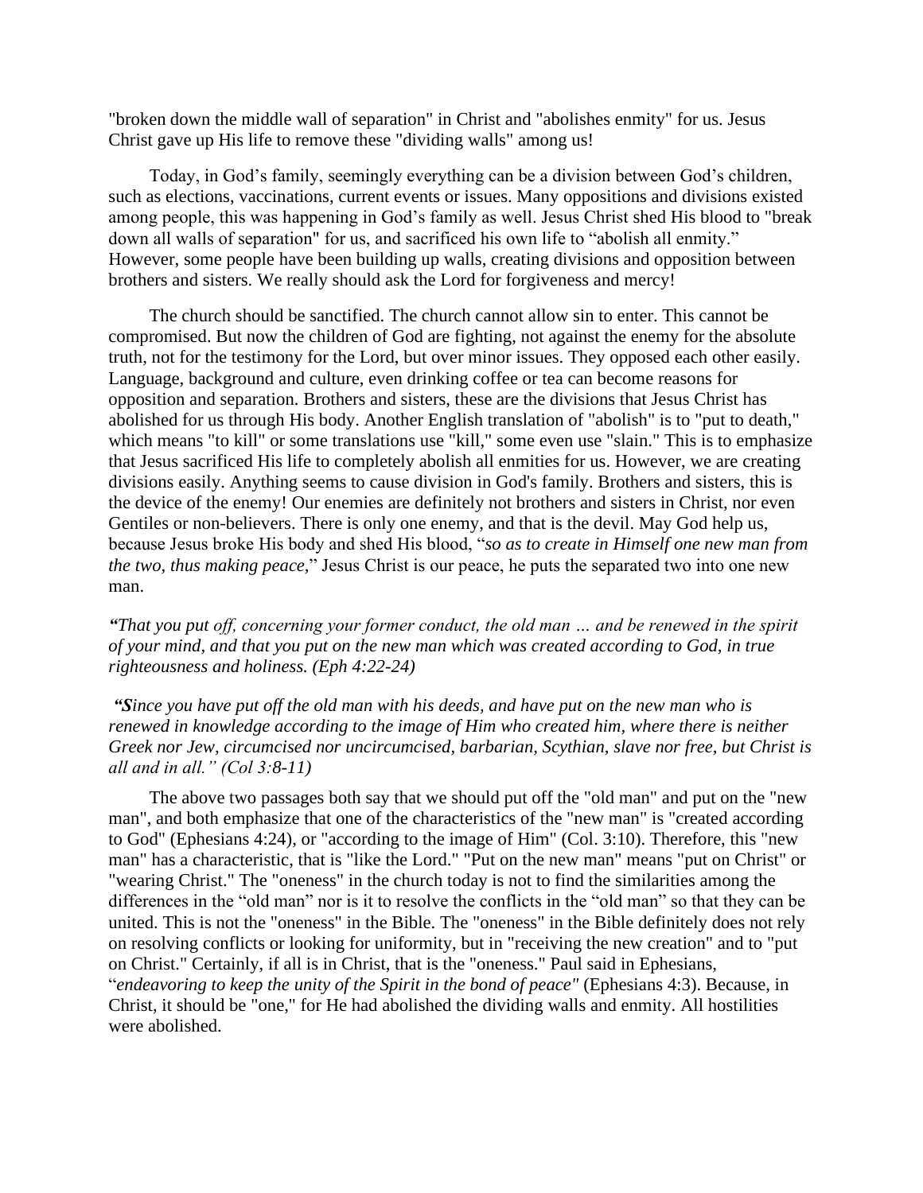"broken down the middle wall of separation" in Christ and "abolishes enmity" for us. Jesus Christ gave up His life to remove these "dividing walls" among us!

Today, in God's family, seemingly everything can be a division between God's children, such as elections, vaccinations, current events or issues. Many oppositions and divisions existed among people, this was happening in God's family as well. Jesus Christ shed His blood to "break down all walls of separation" for us, and sacrificed his own life to "abolish all enmity." However, some people have been building up walls, creating divisions and opposition between brothers and sisters. We really should ask the Lord for forgiveness and mercy!

The church should be sanctified. The church cannot allow sin to enter. This cannot be compromised. But now the children of God are fighting, not against the enemy for the absolute truth, not for the testimony for the Lord, but over minor issues. They opposed each other easily. Language, background and culture, even drinking coffee or tea can become reasons for opposition and separation. Brothers and sisters, these are the divisions that Jesus Christ has abolished for us through His body. Another English translation of "abolish" is to "put to death," which means "to kill" or some translations use "kill," some even use "slain." This is to emphasize that Jesus sacrificed His life to completely abolish all enmities for us. However, we are creating divisions easily. Anything seems to cause division in God's family. Brothers and sisters, this is the device of the enemy! Our enemies are definitely not brothers and sisters in Christ, nor even Gentiles or non-believers. There is only one enemy, and that is the devil. May God help us, because Jesus broke His body and shed His blood, "*so as to create in Himself one new man from the two, thus making peace,*" Jesus Christ is our peace, he puts the separated two into one new man.

***"****That you put off, concerning your former conduct, the old man … and be renewed in the spirit of your mind, and that you put on the new man which was created according to God, in true righteousness and holiness. (Eph 4:22-24)*

***"S****ince you have put off the old man with his deeds, and have put on the new man who is renewed in knowledge according to the image of Him who created him, where there is neither Greek nor Jew, circumcised nor uncircumcised, barbarian, Scythian, slave nor free, but Christ is all and in all." (Col 3:8-11)*

The above two passages both say that we should put off the "old man" and put on the "new man", and both emphasize that one of the characteristics of the "new man" is "created according to God" (Ephesians 4:24), or "according to the image of Him" (Col. 3:10). Therefore, this "new man" has a characteristic, that is "like the Lord." "Put on the new man" means "put on Christ" or "wearing Christ." The "oneness" in the church today is not to find the similarities among the differences in the "old man" nor is it to resolve the conflicts in the "old man" so that they can be united. This is not the "oneness" in the Bible. The "oneness" in the Bible definitely does not rely on resolving conflicts or looking for uniformity, but in "receiving the new creation" and to "put on Christ." Certainly, if all is in Christ, that is the "oneness." Paul said in Ephesians, "*endeavoring to keep the unity of the Spirit in the bond of peace"* (Ephesians 4:3). Because, in Christ, it should be "one," for He had abolished the dividing walls and enmity. All hostilities were abolished.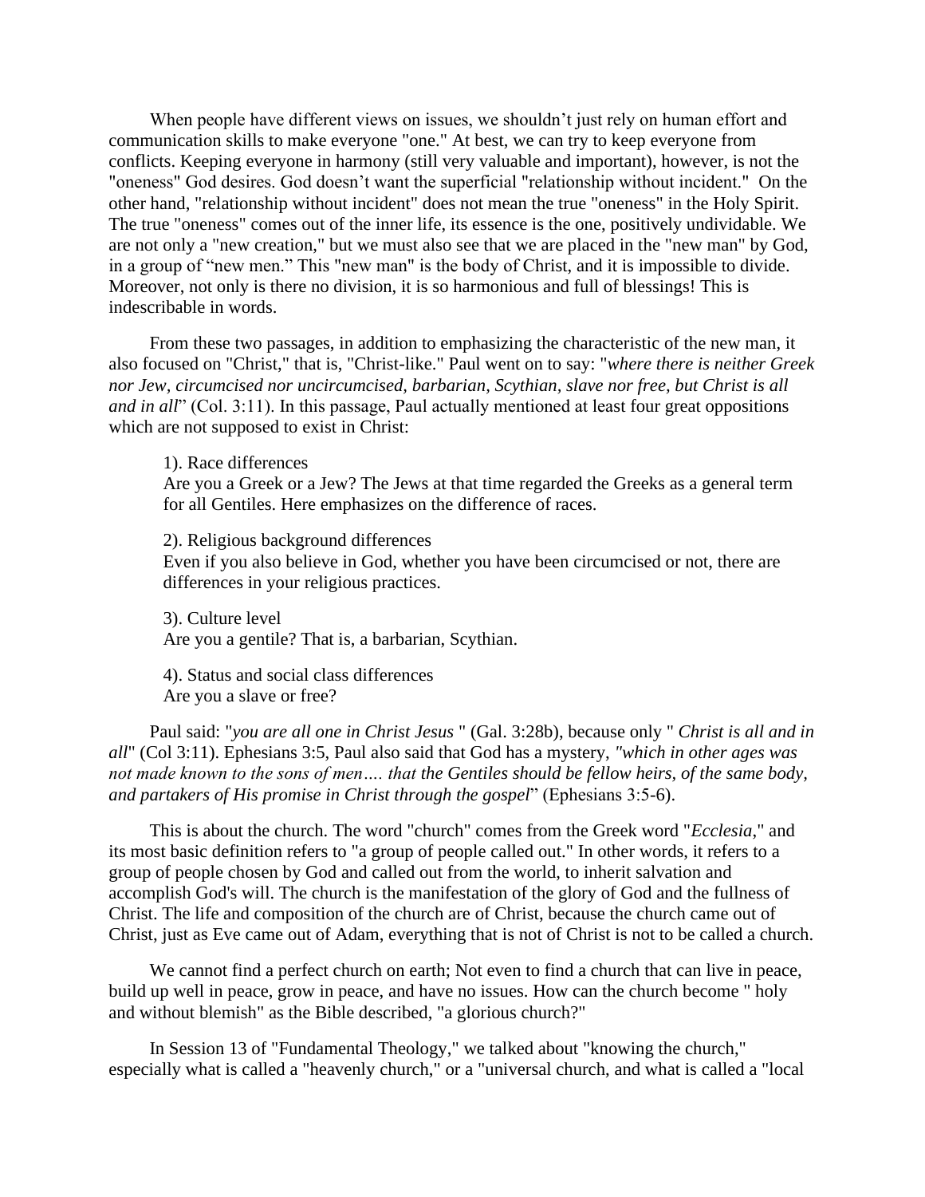When people have different views on issues, we shouldn't just rely on human effort and communication skills to make everyone "one." At best, we can try to keep everyone from conflicts. Keeping everyone in harmony (still very valuable and important), however, is not the "oneness" God desires. God doesn't want the superficial "relationship without incident." On the other hand, "relationship without incident" does not mean the true "oneness" in the Holy Spirit. The true "oneness" comes out of the inner life, its essence is the one, positively undividable. We are not only a "new creation," but we must also see that we are placed in the "new man" by God, in a group of "new men." This "new man" is the body of Christ, and it is impossible to divide. Moreover, not only is there no division, it is so harmonious and full of blessings! This is indescribable in words.

From these two passages, in addition to emphasizing the characteristic of the new man, it also focused on "Christ," that is, "Christ-like." Paul went on to say: "*where there is neither Greek nor Jew, circumcised nor uncircumcised, barbarian, Scythian, slave nor free, but Christ is all and in all*" (Col. 3:11). In this passage, Paul actually mentioned at least four great oppositions which are not supposed to exist in Christ:

1). Race differences
Are you a Greek or a Jew? The Jews at that time regarded the Greeks as a general term for all Gentiles. Here emphasizes on the difference of races.

2). Religious background differences
Even if you also believe in God, whether you have been circumcised or not, there are differences in your religious practices.

3). Culture level
Are you a gentile? That is, a barbarian, Scythian.

4). Status and social class differences
Are you a slave or free?

Paul said: "*you are all one in Christ Jesus* " (Gal. 3:28b), because only " *Christ is all and in all*" (Col 3:11). Ephesians 3:5, Paul also said that God has a mystery, *"which in other ages was not made known to the sons of men…. that the Gentiles should be fellow heirs, of the same body, and partakers of His promise in Christ through the gospel*" (Ephesians 3:5-6).

This is about the church. The word "church" comes from the Greek word "*Ecclesia*," and its most basic definition refers to "a group of people called out." In other words, it refers to a group of people chosen by God and called out from the world, to inherit salvation and accomplish God's will. The church is the manifestation of the glory of God and the fullness of Christ. The life and composition of the church are of Christ, because the church came out of Christ, just as Eve came out of Adam, everything that is not of Christ is not to be called a church.

We cannot find a perfect church on earth; Not even to find a church that can live in peace, build up well in peace, grow in peace, and have no issues. How can the church become " holy and without blemish" as the Bible described, "a glorious church?"

In Session 13 of "Fundamental Theology," we talked about "knowing the church," especially what is called a "heavenly church," or a "universal church, and what is called a "local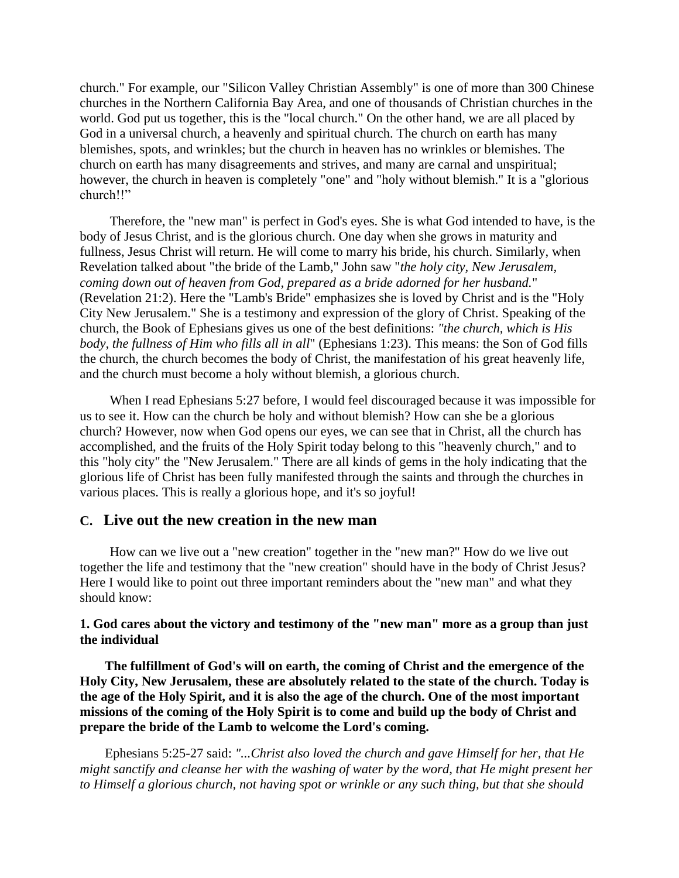church." For example, our "Silicon Valley Christian Assembly" is one of more than 300 Chinese churches in the Northern California Bay Area, and one of thousands of Christian churches in the world. God put us together, this is the "local church." On the other hand, we are all placed by God in a universal church, a heavenly and spiritual church. The church on earth has many blemishes, spots, and wrinkles; but the church in heaven has no wrinkles or blemishes. The church on earth has many disagreements and strives, and many are carnal and unspiritual; however, the church in heaven is completely "one" and "holy without blemish." It is a "glorious church!!"

Therefore, the "new man" is perfect in God's eyes. She is what God intended to have, is the body of Jesus Christ, and is the glorious church. One day when she grows in maturity and fullness, Jesus Christ will return. He will come to marry his bride, his church. Similarly, when Revelation talked about "the bride of the Lamb," John saw "*the holy city, New Jerusalem, coming down out of heaven from God, prepared as a bride adorned for her husband.*" (Revelation 21:2). Here the "Lamb's Bride" emphasizes she is loved by Christ and is the "Holy City New Jerusalem." She is a testimony and expression of the glory of Christ. Speaking of the church, the Book of Ephesians gives us one of the best definitions: *"the church, which is His body, the fullness of Him who fills all in all*" (Ephesians 1:23). This means: the Son of God fills the church, the church becomes the body of Christ, the manifestation of his great heavenly life, and the church must become a holy without blemish, a glorious church.

When I read Ephesians 5:27 before, I would feel discouraged because it was impossible for us to see it. How can the church be holy and without blemish? How can she be a glorious church? However, now when God opens our eyes, we can see that in Christ, all the church has accomplished, and the fruits of the Holy Spirit today belong to this "heavenly church," and to this "holy city" the "New Jerusalem." There are all kinds of gems in the holy indicating that the glorious life of Christ has been fully manifested through the saints and through the churches in various places. This is really a glorious hope, and it's so joyful!

## C. Live out the new creation in the new man

How can we live out a "new creation" together in the "new man?" How do we live out together the life and testimony that the "new creation" should have in the body of Christ Jesus? Here I would like to point out three important reminders about the "new man" and what they should know:

### 1. God cares about the victory and testimony of the "new man" more as a group than just the individual

**The fulfillment of God's will on earth, the coming of Christ and the emergence of the Holy City, New Jerusalem, these are absolutely related to the state of the church. Today is the age of the Holy Spirit, and it is also the age of the church. One of the most important missions of the coming of the Holy Spirit is to come and build up the body of Christ and prepare the bride of the Lamb to welcome the Lord's coming.**

Ephesians 5:25-27 said: *"...Christ also loved the church and gave Himself for her, that He might sanctify and cleanse her with the washing of water by the word, that He might present her to Himself a glorious church, not having spot or wrinkle or any such thing, but that she should*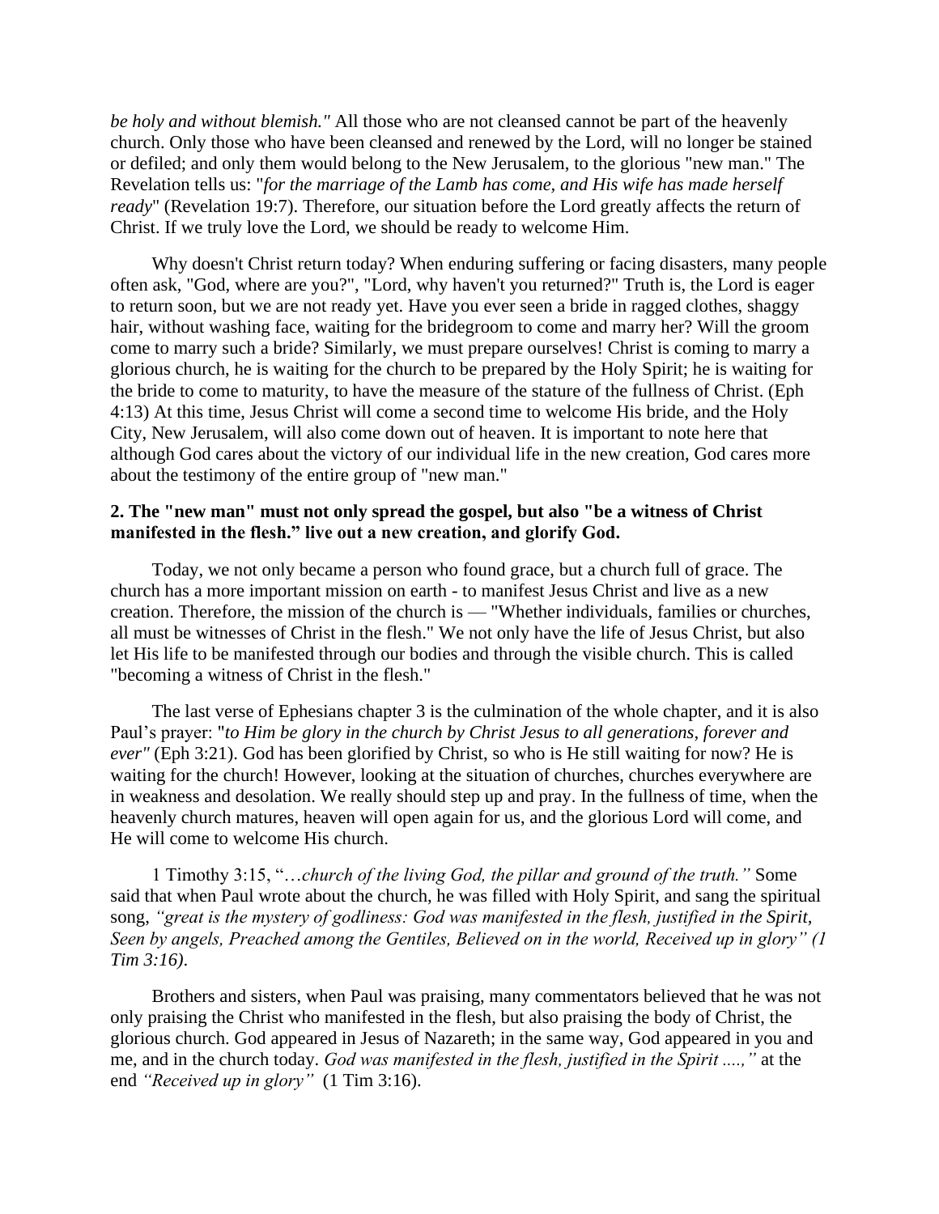*be holy and without blemish."* All those who are not cleansed cannot be part of the heavenly church. Only those who have been cleansed and renewed by the Lord, will no longer be stained or defiled; and only them would belong to the New Jerusalem, to the glorious "new man." The Revelation tells us: "*for the marriage of the Lamb has come, and His wife has made herself ready*" (Revelation 19:7). Therefore, our situation before the Lord greatly affects the return of Christ. If we truly love the Lord, we should be ready to welcome Him.

Why doesn't Christ return today? When enduring suffering or facing disasters, many people often ask, "God, where are you?", "Lord, why haven't you returned?" Truth is, the Lord is eager to return soon, but we are not ready yet. Have you ever seen a bride in ragged clothes, shaggy hair, without washing face, waiting for the bridegroom to come and marry her? Will the groom come to marry such a bride? Similarly, we must prepare ourselves! Christ is coming to marry a glorious church, he is waiting for the church to be prepared by the Holy Spirit; he is waiting for the bride to come to maturity, to have the measure of the stature of the fullness of Christ. (Eph 4:13) At this time, Jesus Christ will come a second time to welcome His bride, and the Holy City, New Jerusalem, will also come down out of heaven. It is important to note here that although God cares about the victory of our individual life in the new creation, God cares more about the testimony of the entire group of "new man."

**2. The "new man" must not only spread the gospel, but also "be a witness of Christ manifested in the flesh." live out a new creation, and glorify God.**

Today, we not only became a person who found grace, but a church full of grace. The church has a more important mission on earth - to manifest Jesus Christ and live as a new creation. Therefore, the mission of the church is — "Whether individuals, families or churches, all must be witnesses of Christ in the flesh." We not only have the life of Jesus Christ, but also let His life to be manifested through our bodies and through the visible church. This is called "becoming a witness of Christ in the flesh."

The last verse of Ephesians chapter 3 is the culmination of the whole chapter, and it is also Paul's prayer: "*to Him be glory in the church by Christ Jesus to all generations, forever and ever"* (Eph 3:21). God has been glorified by Christ, so who is He still waiting for now? He is waiting for the church! However, looking at the situation of churches, churches everywhere are in weakness and desolation. We really should step up and pray. In the fullness of time, when the heavenly church matures, heaven will open again for us, and the glorious Lord will come, and He will come to welcome His church.

1 Timothy 3:15, "…*church of the living God, the pillar and ground of the truth."* Some said that when Paul wrote about the church, he was filled with Holy Spirit, and sang the spiritual song, *"great is the mystery of godliness: God was manifested in the flesh, justified in the Spirit, Seen by angels, Preached among the Gentiles, Believed on in the world, Received up in glory" (1 Tim 3:16).*

Brothers and sisters, when Paul was praising, many commentators believed that he was not only praising the Christ who manifested in the flesh, but also praising the body of Christ, the glorious church. God appeared in Jesus of Nazareth; in the same way, God appeared in you and me, and in the church today. *God was manifested in the flesh, justified in the Spirit ....,"* at the end *"Received up in glory"* (1 Tim 3:16).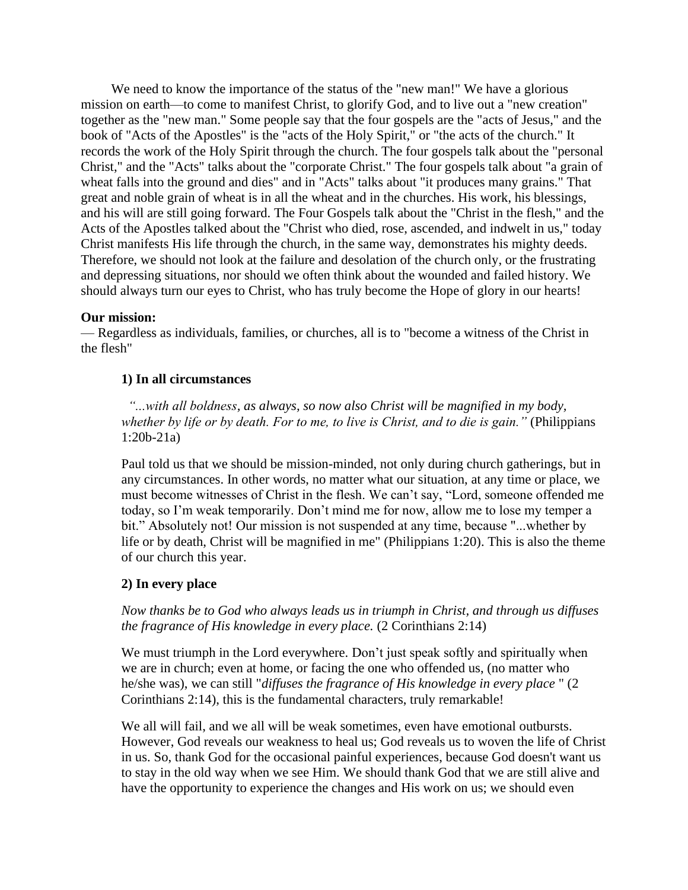We need to know the importance of the status of the "new man!" We have a glorious mission on earth—to come to manifest Christ, to glorify God, and to live out a "new creation" together as the "new man." Some people say that the four gospels are the "acts of Jesus," and the book of "Acts of the Apostles" is the "acts of the Holy Spirit," or "the acts of the church." It records the work of the Holy Spirit through the church. The four gospels talk about the "personal Christ," and the "Acts" talks about the "corporate Christ." The four gospels talk about "a grain of wheat falls into the ground and dies" and in "Acts" talks about "it produces many grains." That great and noble grain of wheat is in all the wheat and in the churches. His work, his blessings, and his will are still going forward. The Four Gospels talk about the "Christ in the flesh," and the Acts of the Apostles talked about the "Christ who died, rose, ascended, and indwelt in us," today Christ manifests His life through the church, in the same way, demonstrates his mighty deeds. Therefore, we should not look at the failure and desolation of the church only, or the frustrating and depressing situations, nor should we often think about the wounded and failed history. We should always turn our eyes to Christ, who has truly become the Hope of glory in our hearts!

**Our mission:**
— Regardless as individuals, families, or churches, all is to "become a witness of the Christ in the flesh"

**1) In all circumstances**

*"...with all boldness, as always, so now also Christ will be magnified in my body, whether by life or by death. For to me, to live is Christ, and to die is gain."* (Philippians 1:20b-21a)

Paul told us that we should be mission-minded, not only during church gatherings, but in any circumstances. In other words, no matter what our situation, at any time or place, we must become witnesses of Christ in the flesh. We can't say, "Lord, someone offended me today, so I'm weak temporarily. Don't mind me for now, allow me to lose my temper a bit." Absolutely not! Our mission is not suspended at any time, because "...whether by life or by death, Christ will be magnified in me" (Philippians 1:20). This is also the theme of our church this year.

**2) In every place**

*Now thanks be to God who always leads us in triumph in Christ, and through us diffuses the fragrance of His knowledge in every place.* (2 Corinthians 2:14)

We must triumph in the Lord everywhere. Don't just speak softly and spiritually when we are in church; even at home, or facing the one who offended us, (no matter who he/she was), we can still "*diffuses the fragrance of His knowledge in every place* " (2 Corinthians 2:14), this is the fundamental characters, truly remarkable!

We all will fail, and we all will be weak sometimes, even have emotional outbursts. However, God reveals our weakness to heal us; God reveals us to woven the life of Christ in us. So, thank God for the occasional painful experiences, because God doesn't want us to stay in the old way when we see Him. We should thank God that we are still alive and have the opportunity to experience the changes and His work on us; we should even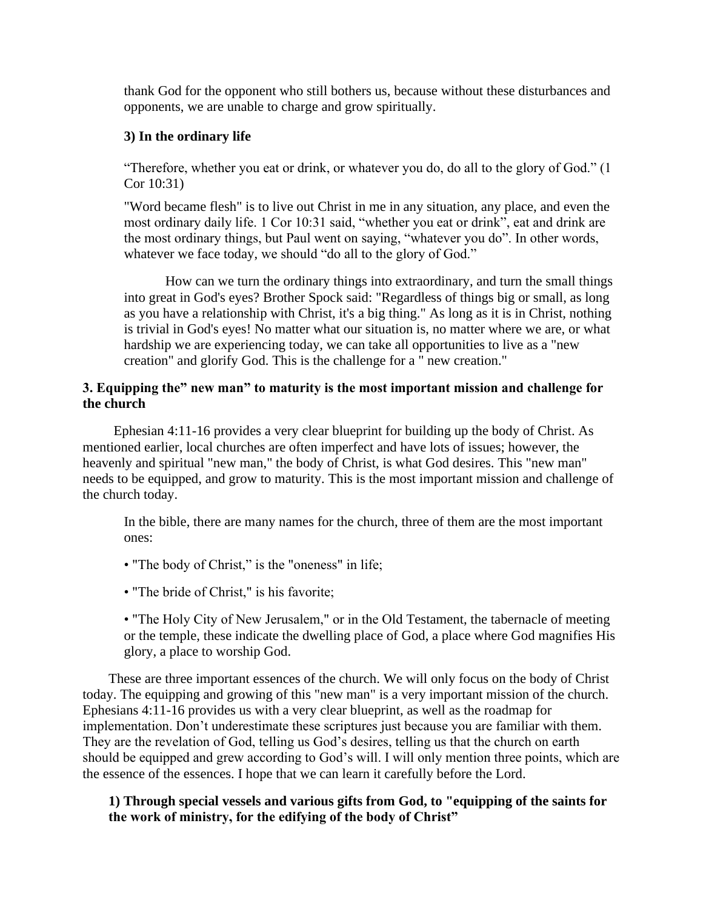thank God for the opponent who still bothers us, because without these disturbances and opponents, we are unable to charge and grow spiritually.

### 3) In the ordinary life

"Therefore, whether you eat or drink, or whatever you do, do all to the glory of God." (1 Cor 10:31)

"Word became flesh" is to live out Christ in me in any situation, any place, and even the most ordinary daily life. 1 Cor 10:31 said, "whether you eat or drink", eat and drink are the most ordinary things, but Paul went on saying, "whatever you do". In other words, whatever we face today, we should "do all to the glory of God."

How can we turn the ordinary things into extraordinary, and turn the small things into great in God's eyes? Brother Spock said: "Regardless of things big or small, as long as you have a relationship with Christ, it's a big thing." As long as it is in Christ, nothing is trivial in God's eyes! No matter what our situation is, no matter where we are, or what hardship we are experiencing today, we can take all opportunities to live as a "new creation" and glorify God. This is the challenge for a " new creation."

## 3. Equipping the" new man" to maturity is the most important mission and challenge for the church

Ephesian 4:11-16 provides a very clear blueprint for building up the body of Christ. As mentioned earlier, local churches are often imperfect and have lots of issues; however, the heavenly and spiritual "new man," the body of Christ, is what God desires. This "new man" needs to be equipped, and grow to maturity. This is the most important mission and challenge of the church today.

In the bible, there are many names for the church, three of them are the most important ones:

- "The body of Christ," is the "oneness" in life;
- "The bride of Christ," is his favorite;
- "The Holy City of New Jerusalem," or in the Old Testament, the tabernacle of meeting or the temple, these indicate the dwelling place of God, a place where God magnifies His glory, a place to worship God.

These are three important essences of the church. We will only focus on the body of Christ today. The equipping and growing of this "new man" is a very important mission of the church. Ephesians 4:11-16 provides us with a very clear blueprint, as well as the roadmap for implementation. Don't underestimate these scriptures just because you are familiar with them. They are the revelation of God, telling us God's desires, telling us that the church on earth should be equipped and grew according to God's will. I will only mention three points, which are the essence of the essences. I hope that we can learn it carefully before the Lord.

### 1) Through special vessels and various gifts from God, to "equipping of the saints for the work of ministry, for the edifying of the body of Christ"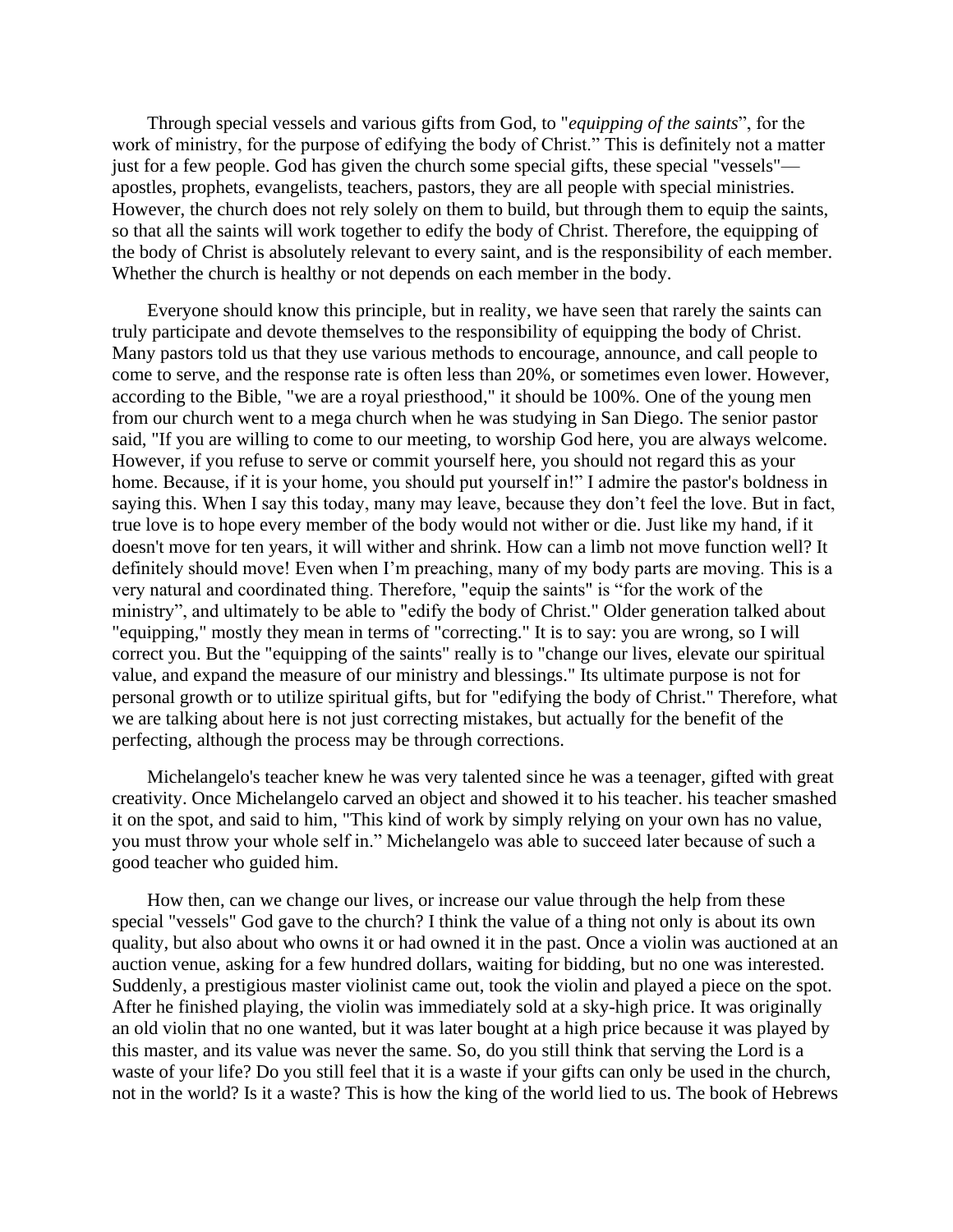Through special vessels and various gifts from God, to "*equipping of the saints*", for the work of ministry, for the purpose of edifying the body of Christ." This is definitely not a matter just for a few people. God has given the church some special gifts, these special "vessels"—apostles, prophets, evangelists, teachers, pastors, they are all people with special ministries. However, the church does not rely solely on them to build, but through them to equip the saints, so that all the saints will work together to edify the body of Christ. Therefore, the equipping of the body of Christ is absolutely relevant to every saint, and is the responsibility of each member. Whether the church is healthy or not depends on each member in the body.

Everyone should know this principle, but in reality, we have seen that rarely the saints can truly participate and devote themselves to the responsibility of equipping the body of Christ. Many pastors told us that they use various methods to encourage, announce, and call people to come to serve, and the response rate is often less than 20%, or sometimes even lower. However, according to the Bible, "we are a royal priesthood," it should be 100%. One of the young men from our church went to a mega church when he was studying in San Diego. The senior pastor said, "If you are willing to come to our meeting, to worship God here, you are always welcome. However, if you refuse to serve or commit yourself here, you should not regard this as your home. Because, if it is your home, you should put yourself in!" I admire the pastor's boldness in saying this. When I say this today, many may leave, because they don't feel the love. But in fact, true love is to hope every member of the body would not wither or die. Just like my hand, if it doesn't move for ten years, it will wither and shrink. How can a limb not move function well? It definitely should move! Even when I'm preaching, many of my body parts are moving. This is a very natural and coordinated thing. Therefore, "equip the saints" is "for the work of the ministry", and ultimately to be able to "edify the body of Christ." Older generation talked about "equipping," mostly they mean in terms of "correcting." It is to say: you are wrong, so I will correct you. But the "equipping of the saints" really is to "change our lives, elevate our spiritual value, and expand the measure of our ministry and blessings." Its ultimate purpose is not for personal growth or to utilize spiritual gifts, but for "edifying the body of Christ." Therefore, what we are talking about here is not just correcting mistakes, but actually for the benefit of the perfecting, although the process may be through corrections.

Michelangelo's teacher knew he was very talented since he was a teenager, gifted with great creativity. Once Michelangelo carved an object and showed it to his teacher. his teacher smashed it on the spot, and said to him, "This kind of work by simply relying on your own has no value, you must throw your whole self in." Michelangelo was able to succeed later because of such a good teacher who guided him.

How then, can we change our lives, or increase our value through the help from these special "vessels" God gave to the church? I think the value of a thing not only is about its own quality, but also about who owns it or had owned it in the past. Once a violin was auctioned at an auction venue, asking for a few hundred dollars, waiting for bidding, but no one was interested. Suddenly, a prestigious master violinist came out, took the violin and played a piece on the spot. After he finished playing, the violin was immediately sold at a sky-high price. It was originally an old violin that no one wanted, but it was later bought at a high price because it was played by this master, and its value was never the same. So, do you still think that serving the Lord is a waste of your life? Do you still feel that it is a waste if your gifts can only be used in the church, not in the world? Is it a waste? This is how the king of the world lied to us. The book of Hebrews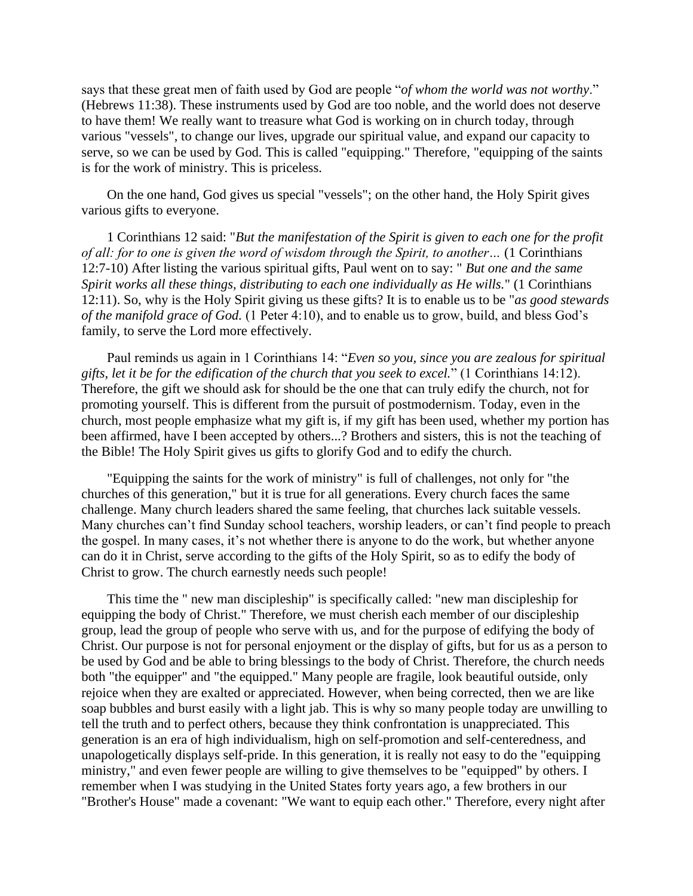says that these great men of faith used by God are people "*of whom the world was not worthy*." (Hebrews 11:38). These instruments used by God are too noble, and the world does not deserve to have them! We really want to treasure what God is working on in church today, through various "vessels", to change our lives, upgrade our spiritual value, and expand our capacity to serve, so we can be used by God. This is called "equipping." Therefore, "equipping of the saints is for the work of ministry. This is priceless.

On the one hand, God gives us special "vessels"; on the other hand, the Holy Spirit gives various gifts to everyone.

1 Corinthians 12 said: "*But the manifestation of the Spirit is given to each one for the profit of all: for to one is given the word of wisdom through the Spirit, to another…* (1 Corinthians 12:7-10) After listing the various spiritual gifts, Paul went on to say: " *But one and the same Spirit works all these things, distributing to each one individually as He wills.*" (1 Corinthians 12:11). So, why is the Holy Spirit giving us these gifts? It is to enable us to be "*as good stewards of the manifold grace of God.* (1 Peter 4:10), and to enable us to grow, build, and bless God's family, to serve the Lord more effectively.

Paul reminds us again in 1 Corinthians 14: "*Even so you, since you are zealous for spiritual gifts, let it be for the edification of the church that you seek to excel.*" (1 Corinthians 14:12). Therefore, the gift we should ask for should be the one that can truly edify the church, not for promoting yourself. This is different from the pursuit of postmodernism. Today, even in the church, most people emphasize what my gift is, if my gift has been used, whether my portion has been affirmed, have I been accepted by others...? Brothers and sisters, this is not the teaching of the Bible! The Holy Spirit gives us gifts to glorify God and to edify the church.

"Equipping the saints for the work of ministry" is full of challenges, not only for "the churches of this generation," but it is true for all generations. Every church faces the same challenge. Many church leaders shared the same feeling, that churches lack suitable vessels. Many churches can't find Sunday school teachers, worship leaders, or can't find people to preach the gospel. In many cases, it's not whether there is anyone to do the work, but whether anyone can do it in Christ, serve according to the gifts of the Holy Spirit, so as to edify the body of Christ to grow. The church earnestly needs such people!

This time the " new man discipleship" is specifically called: "new man discipleship for equipping the body of Christ." Therefore, we must cherish each member of our discipleship group, lead the group of people who serve with us, and for the purpose of edifying the body of Christ. Our purpose is not for personal enjoyment or the display of gifts, but for us as a person to be used by God and be able to bring blessings to the body of Christ. Therefore, the church needs both "the equipper" and "the equipped." Many people are fragile, look beautiful outside, only rejoice when they are exalted or appreciated. However, when being corrected, then we are like soap bubbles and burst easily with a light jab. This is why so many people today are unwilling to tell the truth and to perfect others, because they think confrontation is unappreciated. This generation is an era of high individualism, high on self-promotion and self-centeredness, and unapologetically displays self-pride. In this generation, it is really not easy to do the "equipping ministry," and even fewer people are willing to give themselves to be "equipped" by others. I remember when I was studying in the United States forty years ago, a few brothers in our "Brother's House" made a covenant: "We want to equip each other." Therefore, every night after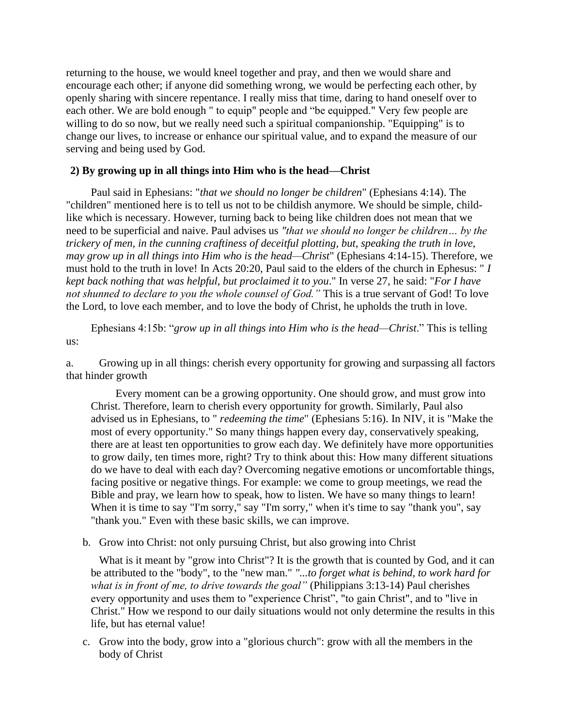returning to the house, we would kneel together and pray, and then we would share and encourage each other; if anyone did something wrong, we would be perfecting each other, by openly sharing with sincere repentance. I really miss that time, daring to hand oneself over to each other. We are bold enough " to equip" people and "be equipped." Very few people are willing to do so now, but we really need such a spiritual companionship. "Equipping" is to change our lives, to increase or enhance our spiritual value, and to expand the measure of our serving and being used by God.

**2) By growing up in all things into Him who is the head—Christ**

Paul said in Ephesians: "*that we should no longer be children*" (Ephesians 4:14). The "children" mentioned here is to tell us not to be childish anymore. We should be simple, child-like which is necessary. However, turning back to being like children does not mean that we need to be superficial and naive. Paul advises us *"that we should no longer be children… by the trickery of men, in the cunning craftiness of deceitful plotting, but, speaking the truth in love, may grow up in all things into Him who is the head—Christ*" (Ephesians 4:14-15). Therefore, we must hold to the truth in love! In Acts 20:20, Paul said to the elders of the church in Ephesus: " *I kept back nothing that was helpful, but proclaimed it to you*." In verse 27, he said: "*For I have not shunned to declare to you the whole counsel of God."* This is a true servant of God! To love the Lord, to love each member, and to love the body of Christ, he upholds the truth in love.

Ephesians 4:15b: "*grow up in all things into Him who is the head—Christ*." This is telling us:

a. Growing up in all things: cherish every opportunity for growing and surpassing all factors that hinder growth

Every moment can be a growing opportunity. One should grow, and must grow into Christ. Therefore, learn to cherish every opportunity for growth. Similarly, Paul also advised us in Ephesians, to " *redeeming the time*" (Ephesians 5:16). In NIV, it is "Make the most of every opportunity." So many things happen every day, conservatively speaking, there are at least ten opportunities to grow each day. We definitely have more opportunities to grow daily, ten times more, right? Try to think about this: How many different situations do we have to deal with each day? Overcoming negative emotions or uncomfortable things, facing positive or negative things. For example: we come to group meetings, we read the Bible and pray, we learn how to speak, how to listen. We have so many things to learn! When it is time to say "I'm sorry," say "I'm sorry," when it's time to say "thank you", say "thank you." Even with these basic skills, we can improve.

b. Grow into Christ: not only pursuing Christ, but also growing into Christ

What is it meant by "grow into Christ"? It is the growth that is counted by God, and it can be attributed to the "body", to the "new man." *"...to forget what is behind, to work hard for what is in front of me, to drive towards the goal"* (Philippians 3:13-14) Paul cherishes every opportunity and uses them to "experience Christ", "to gain Christ", and to "live in Christ." How we respond to our daily situations would not only determine the results in this life, but has eternal value!

c. Grow into the body, grow into a "glorious church": grow with all the members in the body of Christ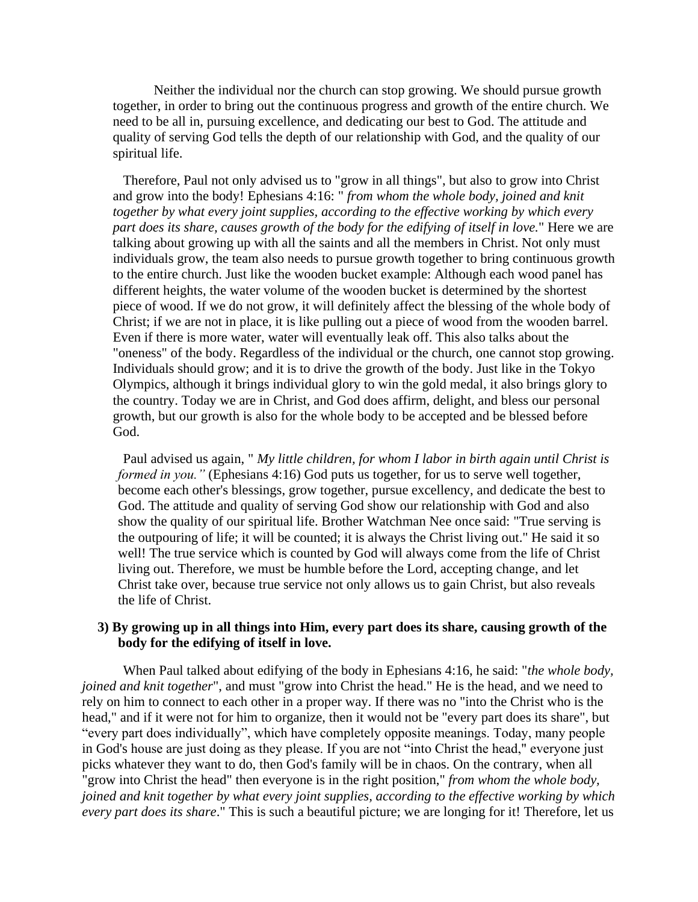Neither the individual nor the church can stop growing. We should pursue growth together, in order to bring out the continuous progress and growth of the entire church. We need to be all in, pursuing excellence, and dedicating our best to God. The attitude and quality of serving God tells the depth of our relationship with God, and the quality of our spiritual life.

Therefore, Paul not only advised us to "grow in all things", but also to grow into Christ and grow into the body! Ephesians 4:16: " *from whom the whole body, joined and knit together by what every joint supplies, according to the effective working by which every part does its share, causes growth of the body for the edifying of itself in love.*" Here we are talking about growing up with all the saints and all the members in Christ. Not only must individuals grow, the team also needs to pursue growth together to bring continuous growth to the entire church. Just like the wooden bucket example: Although each wood panel has different heights, the water volume of the wooden bucket is determined by the shortest piece of wood. If we do not grow, it will definitely affect the blessing of the whole body of Christ; if we are not in place, it is like pulling out a piece of wood from the wooden barrel. Even if there is more water, water will eventually leak off. This also talks about the "oneness" of the body. Regardless of the individual or the church, one cannot stop growing. Individuals should grow; and it is to drive the growth of the body. Just like in the Tokyo Olympics, although it brings individual glory to win the gold medal, it also brings glory to the country. Today we are in Christ, and God does affirm, delight, and bless our personal growth, but our growth is also for the whole body to be accepted and be blessed before God.

Paul advised us again, " *My little children, for whom I labor in birth again until Christ is formed in you."* (Ephesians 4:16) God puts us together, for us to serve well together, become each other's blessings, grow together, pursue excellency, and dedicate the best to God. The attitude and quality of serving God show our relationship with God and also show the quality of our spiritual life. Brother Watchman Nee once said: "True serving is the outpouring of life; it will be counted; it is always the Christ living out." He said it so well! The true service which is counted by God will always come from the life of Christ living out. Therefore, we must be humble before the Lord, accepting change, and let Christ take over, because true service not only allows us to gain Christ, but also reveals the life of Christ.

**3) By growing up in all things into Him, every part does its share, causing growth of the body for the edifying of itself in love.**

When Paul talked about edifying of the body in Ephesians 4:16, he said: "*the whole body, joined and knit together*", and must "grow into Christ the head." He is the head, and we need to rely on him to connect to each other in a proper way. If there was no "into the Christ who is the head," and if it were not for him to organize, then it would not be "every part does its share", but "every part does individually", which have completely opposite meanings. Today, many people in God's house are just doing as they please. If you are not "into Christ the head," everyone just picks whatever they want to do, then God's family will be in chaos. On the contrary, when all "grow into Christ the head" then everyone is in the right position," *from whom the whole body, joined and knit together by what every joint supplies, according to the effective working by which every part does its share*." This is such a beautiful picture; we are longing for it! Therefore, let us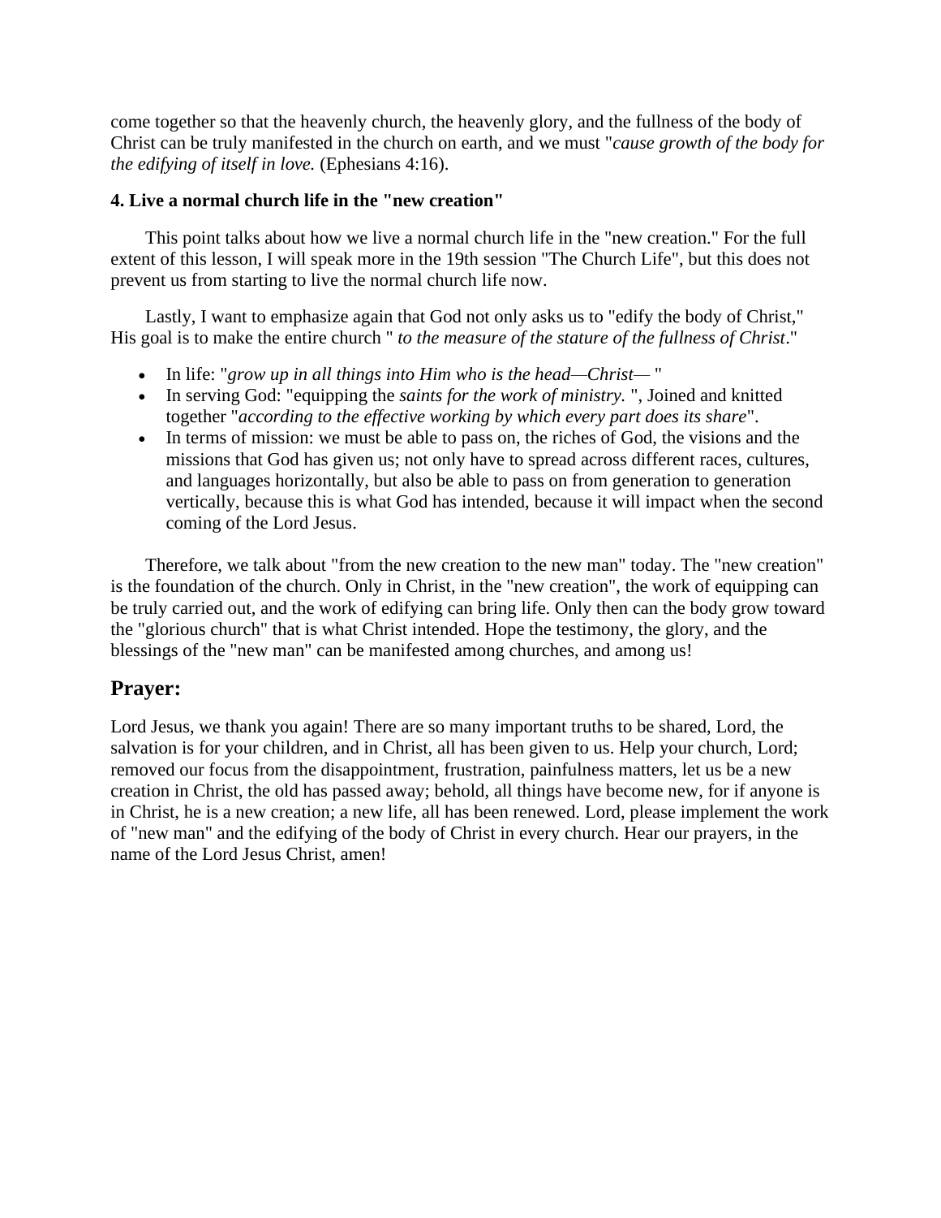come together so that the heavenly church, the heavenly glory, and the fullness of the body of Christ can be truly manifested in the church on earth, and we must "*cause growth of the body for the edifying of itself in love.* (Ephesians 4:16).

**4. Live a normal church life in the "new creation"**

This point talks about how we live a normal church life in the "new creation." For the full extent of this lesson, I will speak more in the 19th session "The Church Life", but this does not prevent us from starting to live the normal church life now.

Lastly, I want to emphasize again that God not only asks us to "edify the body of Christ," His goal is to make the entire church " *to the measure of the stature of the fullness of Christ*."

- In life: "*grow up in all things into Him who is the head—Christ—* "
- In serving God: "equipping the *saints for the work of ministry.* ", Joined and knitted together "*according to the effective working by which every part does its share*".
- In terms of mission: we must be able to pass on, the riches of God, the visions and the missions that God has given us; not only have to spread across different races, cultures, and languages horizontally, but also be able to pass on from generation to generation vertically, because this is what God has intended, because it will impact when the second coming of the Lord Jesus.

Therefore, we talk about "from the new creation to the new man" today. The "new creation" is the foundation of the church. Only in Christ, in the "new creation", the work of equipping can be truly carried out, and the work of edifying can bring life. Only then can the body grow toward the "glorious church" that is what Christ intended. Hope the testimony, the glory, and the blessings of the "new man" can be manifested among churches, and among us!

## Prayer:

Lord Jesus, we thank you again! There are so many important truths to be shared, Lord, the salvation is for your children, and in Christ, all has been given to us. Help your church, Lord; removed our focus from the disappointment, frustration, painfulness matters, let us be a new creation in Christ, the old has passed away; behold, all things have become new, for if anyone is in Christ, he is a new creation; a new life, all has been renewed. Lord, please implement the work of "new man" and the edifying of the body of Christ in every church. Hear our prayers, in the name of the Lord Jesus Christ, amen!